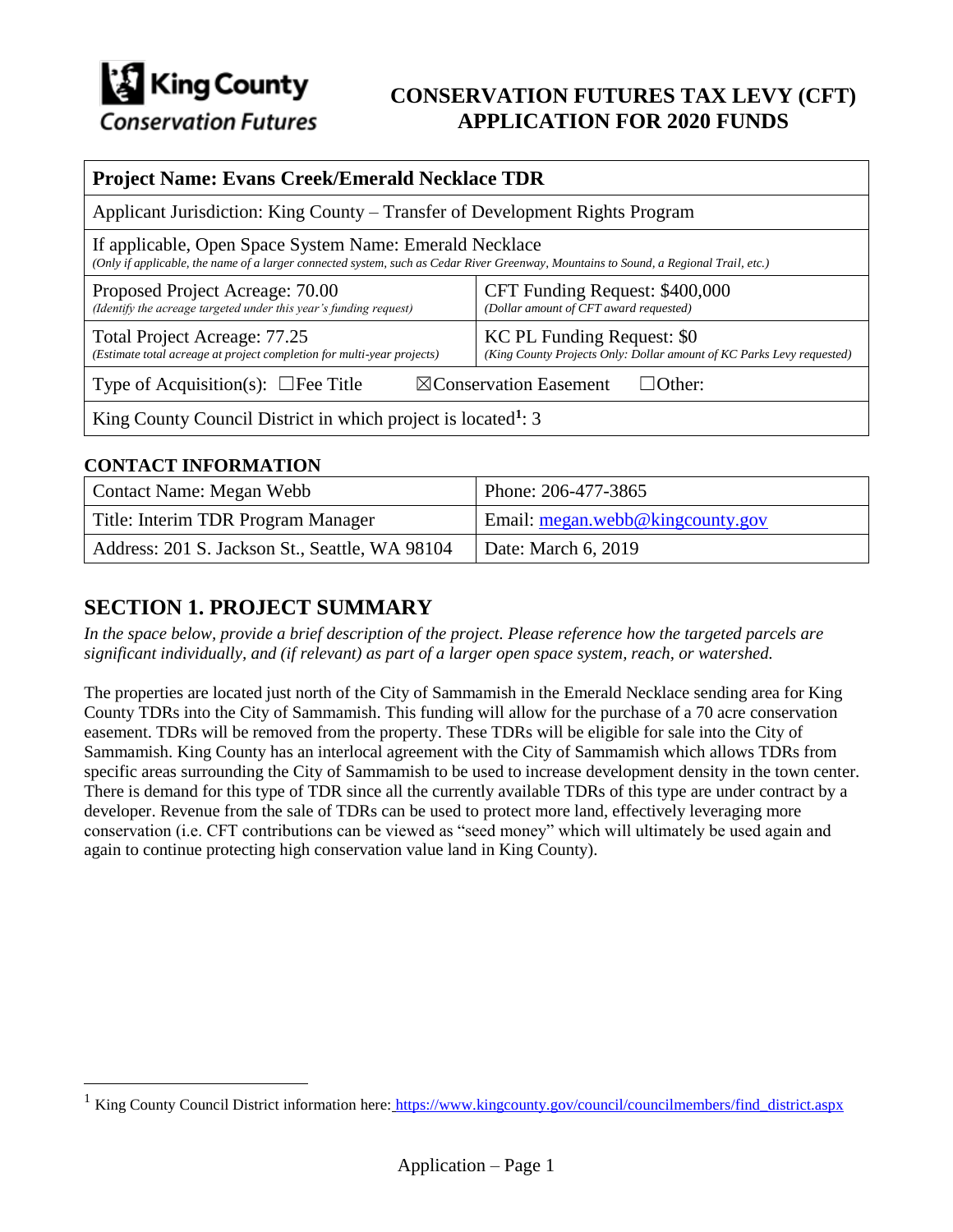King County Conservation Futures

# CONSERVATION FUTURES TAX LEVY (CFT) APPLICATION FOR 2020 FUNDS

| **Project Name: Evans Creek/Emerald Necklace TDR** | |
|---|---|
| Applicant Jurisdiction: King County – Transfer of Development Rights Program | |
| If applicable, Open Space System Name: Emerald Necklace *(Only if applicable, the name of a larger connected system, such as Cedar River Greenway, Mountains to Sound, a Regional Trail, etc.)* | |
| Proposed Project Acreage: 70.00 *(Identify the acreage targeted under this year's funding request)* | CFT Funding Request: $400,000 *(Dollar amount of CFT award requested)* |
| Total Project Acreage: 77.25 *(Estimate total acreage at project completion for multi-year projects)* | KC PL Funding Request: $0 *(King County Projects Only: Dollar amount of KC Parks Levy requested)* |
| Type of Acquisition(s): ☐Fee Title ☒Conservation Easement ☐Other: | |
| King County Council District in which project is located[1]: 3 | |

### CONTACT INFORMATION

| Contact Name: Megan Webb | Phone: 206-477-3865 |
|---|---|
| Title: Interim TDR Program Manager | Email: megan.webb@kingcounty.gov |
| Address: 201 S. Jackson St., Seattle, WA 98104 | Date: March 6, 2019 |

## SECTION 1. PROJECT SUMMARY

*In the space below, provide a brief description of the project. Please reference how the targeted parcels are significant individually, and (if relevant) as part of a larger open space system, reach, or watershed.*

The properties are located just north of the City of Sammamish in the Emerald Necklace sending area for King County TDRs into the City of Sammamish. This funding will allow for the purchase of a 70 acre conservation easement. TDRs will be removed from the property. These TDRs will be eligible for sale into the City of Sammamish. King County has an interlocal agreement with the City of Sammamish which allows TDRs from specific areas surrounding the City of Sammamish to be used to increase development density in the town center. There is demand for this type of TDR since all the currently available TDRs of this type are under contract by a developer. Revenue from the sale of TDRs can be used to protect more land, effectively leveraging more conservation (i.e. CFT contributions can be viewed as "seed money" which will ultimately be used again and again to continue protecting high conservation value land in King County).

[1] King County Council District information here: https://www.kingcounty.gov/council/councilmembers/find_district.aspx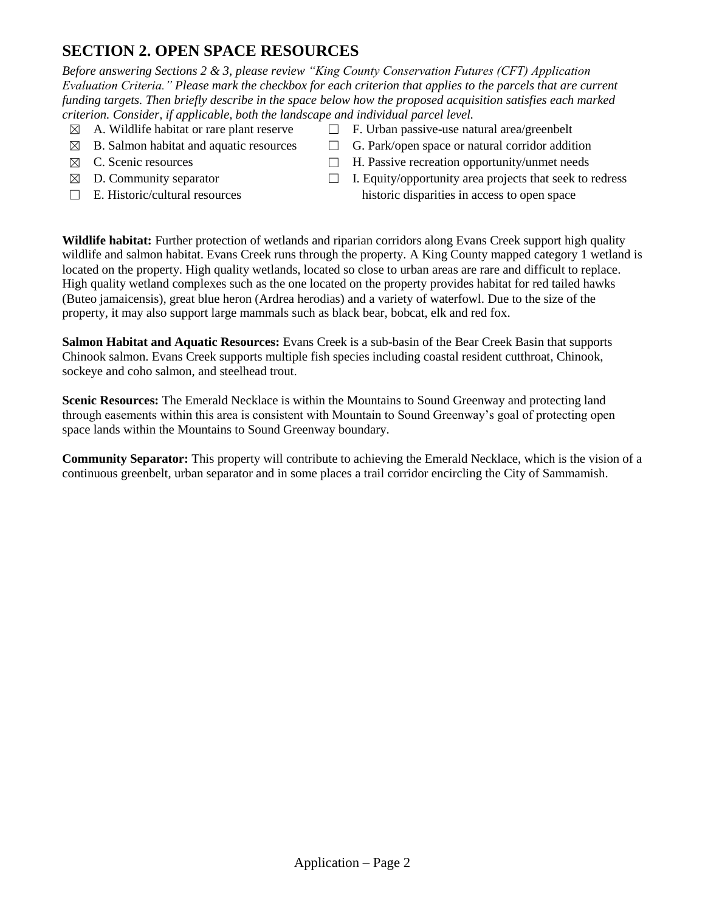## SECTION 2. OPEN SPACE RESOURCES

*Before answering Sections 2 & 3, please review "King County Conservation Futures (CFT) Application Evaluation Criteria." Please mark the checkbox for each criterion that applies to the parcels that are current funding targets. Then briefly describe in the space below how the proposed acquisition satisfies each marked criterion. Consider, if applicable, both the landscape and individual parcel level.*

- ☒ A. Wildlife habitat or rare plant reserve
- ☒ B. Salmon habitat and aquatic resources
- ☒ C. Scenic resources
- ☒ D. Community separator
- ☐ E. Historic/cultural resources
- ☐ F. Urban passive-use natural area/greenbelt
- ☐ G. Park/open space or natural corridor addition
- ☐ H. Passive recreation opportunity/unmet needs
- ☐ I. Equity/opportunity area projects that seek to redress historic disparities in access to open space

**Wildlife habitat:** Further protection of wetlands and riparian corridors along Evans Creek support high quality wildlife and salmon habitat. Evans Creek runs through the property. A King County mapped category 1 wetland is located on the property. High quality wetlands, located so close to urban areas are rare and difficult to replace. High quality wetland complexes such as the one located on the property provides habitat for red tailed hawks (Buteo jamaicensis), great blue heron (Ardrea herodias) and a variety of waterfowl. Due to the size of the property, it may also support large mammals such as black bear, bobcat, elk and red fox.

**Salmon Habitat and Aquatic Resources:** Evans Creek is a sub-basin of the Bear Creek Basin that supports Chinook salmon. Evans Creek supports multiple fish species including coastal resident cutthroat, Chinook, sockeye and coho salmon, and steelhead trout.

**Scenic Resources:** The Emerald Necklace is within the Mountains to Sound Greenway and protecting land through easements within this area is consistent with Mountain to Sound Greenway's goal of protecting open space lands within the Mountains to Sound Greenway boundary.

**Community Separator:** This property will contribute to achieving the Emerald Necklace, which is the vision of a continuous greenbelt, urban separator and in some places a trail corridor encircling the City of Sammamish.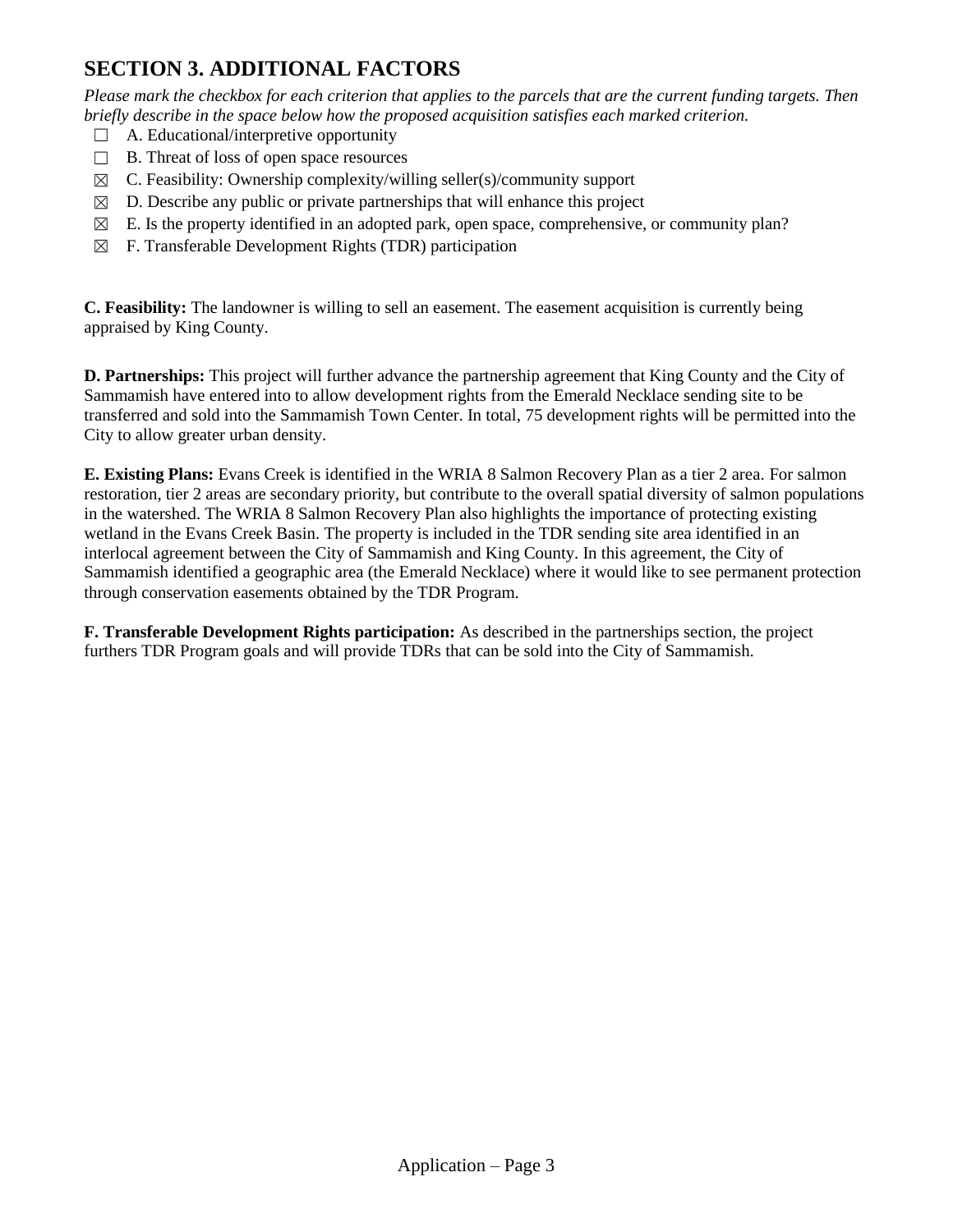## SECTION 3. ADDITIONAL FACTORS

*Please mark the checkbox for each criterion that applies to the parcels that are the current funding targets. Then briefly describe in the space below how the proposed acquisition satisfies each marked criterion.*

- ☐ A. Educational/interpretive opportunity
- ☐ B. Threat of loss of open space resources
- ☒ C. Feasibility: Ownership complexity/willing seller(s)/community support
- ☒ D. Describe any public or private partnerships that will enhance this project
- ☒ E. Is the property identified in an adopted park, open space, comprehensive, or community plan?
- ☒ F. Transferable Development Rights (TDR) participation

**C. Feasibility:** The landowner is willing to sell an easement. The easement acquisition is currently being appraised by King County.

**D. Partnerships:** This project will further advance the partnership agreement that King County and the City of Sammamish have entered into to allow development rights from the Emerald Necklace sending site to be transferred and sold into the Sammamish Town Center. In total, 75 development rights will be permitted into the City to allow greater urban density.

**E. Existing Plans:** Evans Creek is identified in the WRIA 8 Salmon Recovery Plan as a tier 2 area. For salmon restoration, tier 2 areas are secondary priority, but contribute to the overall spatial diversity of salmon populations in the watershed. The WRIA 8 Salmon Recovery Plan also highlights the importance of protecting existing wetland in the Evans Creek Basin. The property is included in the TDR sending site area identified in an interlocal agreement between the City of Sammamish and King County. In this agreement, the City of Sammamish identified a geographic area (the Emerald Necklace) where it would like to see permanent protection through conservation easements obtained by the TDR Program.

**F. Transferable Development Rights participation:** As described in the partnerships section, the project furthers TDR Program goals and will provide TDRs that can be sold into the City of Sammamish.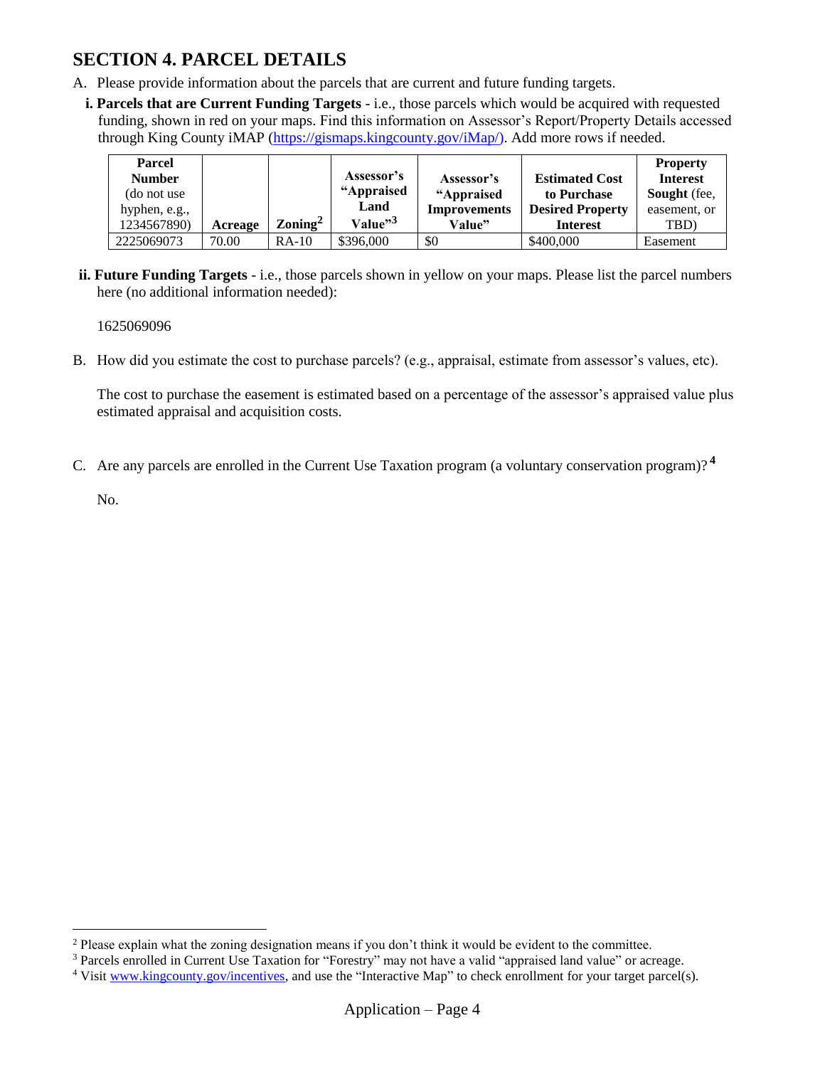## SECTION 4. PARCEL DETAILS

A. Please provide information about the parcels that are current and future funding targets.

**i. Parcels that are Current Funding Targets** - i.e., those parcels which would be acquired with requested funding, shown in red on your maps. Find this information on Assessor's Report/Property Details accessed through King County iMAP (https://gismaps.kingcounty.gov/iMap/). Add more rows if needed.

| **Parcel Number** (do not use hyphen, e.g., 1234567890) | **Acreage** | **Zoning**[2] | **Assessor's "Appraised Land Value"**[3] | **Assessor's "Appraised Improvements Value"** | **Estimated Cost to Purchase Desired Property Interest** | **Property Interest Sought** (fee, easement, or TBD) |
|---|---|---|---|---|---|---|
| 2225069073 | 70.00 | RA-10 | $396,000 | $0 | $400,000 | Easement |

**ii. Future Funding Targets** - i.e., those parcels shown in yellow on your maps. Please list the parcel numbers here (no additional information needed):

1625069096

B. How did you estimate the cost to purchase parcels? (e.g., appraisal, estimate from assessor's values, etc).

The cost to purchase the easement is estimated based on a percentage of the assessor's appraised value plus estimated appraisal and acquisition costs.

C. Are any parcels are enrolled in the Current Use Taxation program (a voluntary conservation program)?[4]

No.

---

[2] Please explain what the zoning designation means if you don't think it would be evident to the committee.

[3] Parcels enrolled in Current Use Taxation for "Forestry" may not have a valid "appraised land value" or acreage.

[4] Visit www.kingcounty.gov/incentives, and use the "Interactive Map" to check enrollment for your target parcel(s).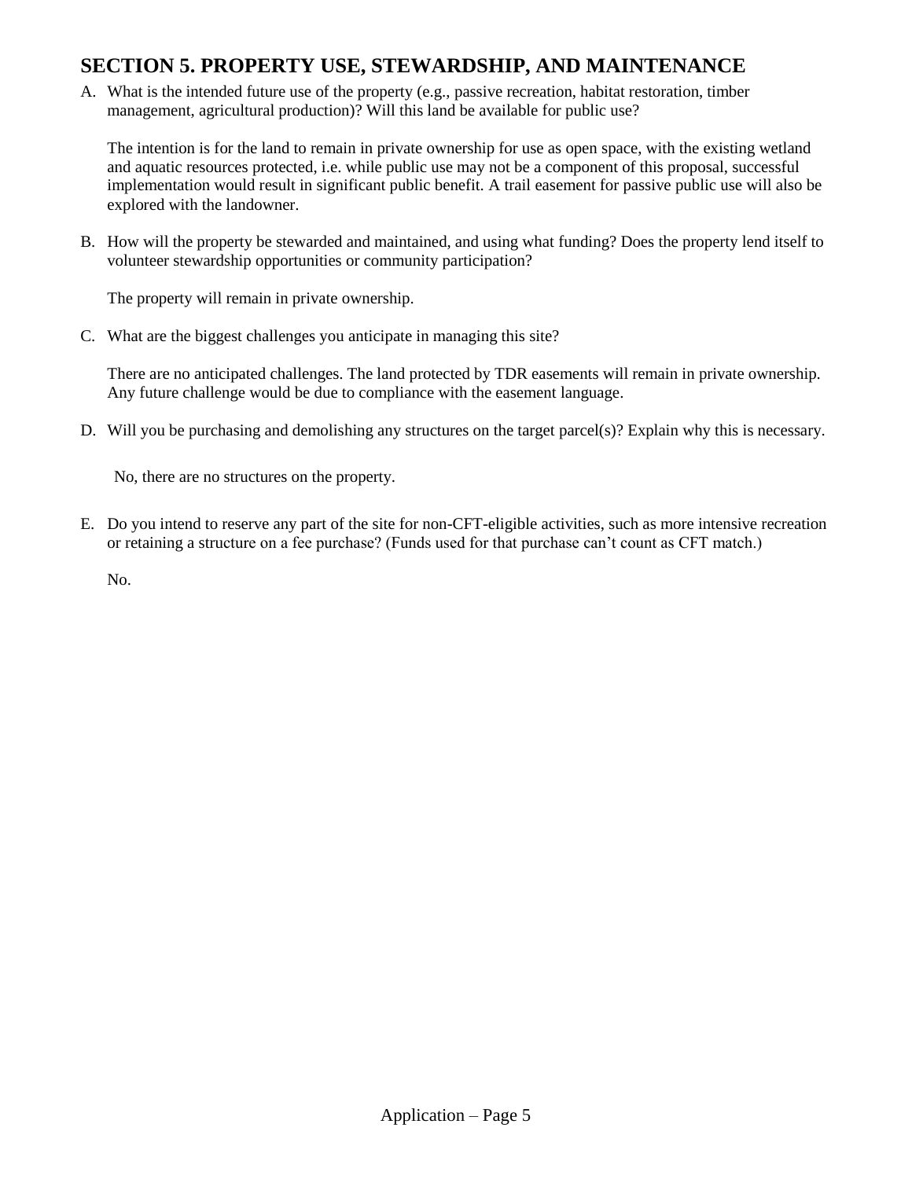## SECTION 5. PROPERTY USE, STEWARDSHIP, AND MAINTENANCE

A. What is the intended future use of the property (e.g., passive recreation, habitat restoration, timber management, agricultural production)? Will this land be available for public use?

   The intention is for the land to remain in private ownership for use as open space, with the existing wetland and aquatic resources protected, i.e. while public use may not be a component of this proposal, successful implementation would result in significant public benefit. A trail easement for passive public use will also be explored with the landowner.

B. How will the property be stewarded and maintained, and using what funding? Does the property lend itself to volunteer stewardship opportunities or community participation?

   The property will remain in private ownership.

C. What are the biggest challenges you anticipate in managing this site?

   There are no anticipated challenges. The land protected by TDR easements will remain in private ownership. Any future challenge would be due to compliance with the easement language.

D. Will you be purchasing and demolishing any structures on the target parcel(s)? Explain why this is necessary.

   No, there are no structures on the property.

E. Do you intend to reserve any part of the site for non-CFT-eligible activities, such as more intensive recreation or retaining a structure on a fee purchase? (Funds used for that purchase can't count as CFT match.)

   No.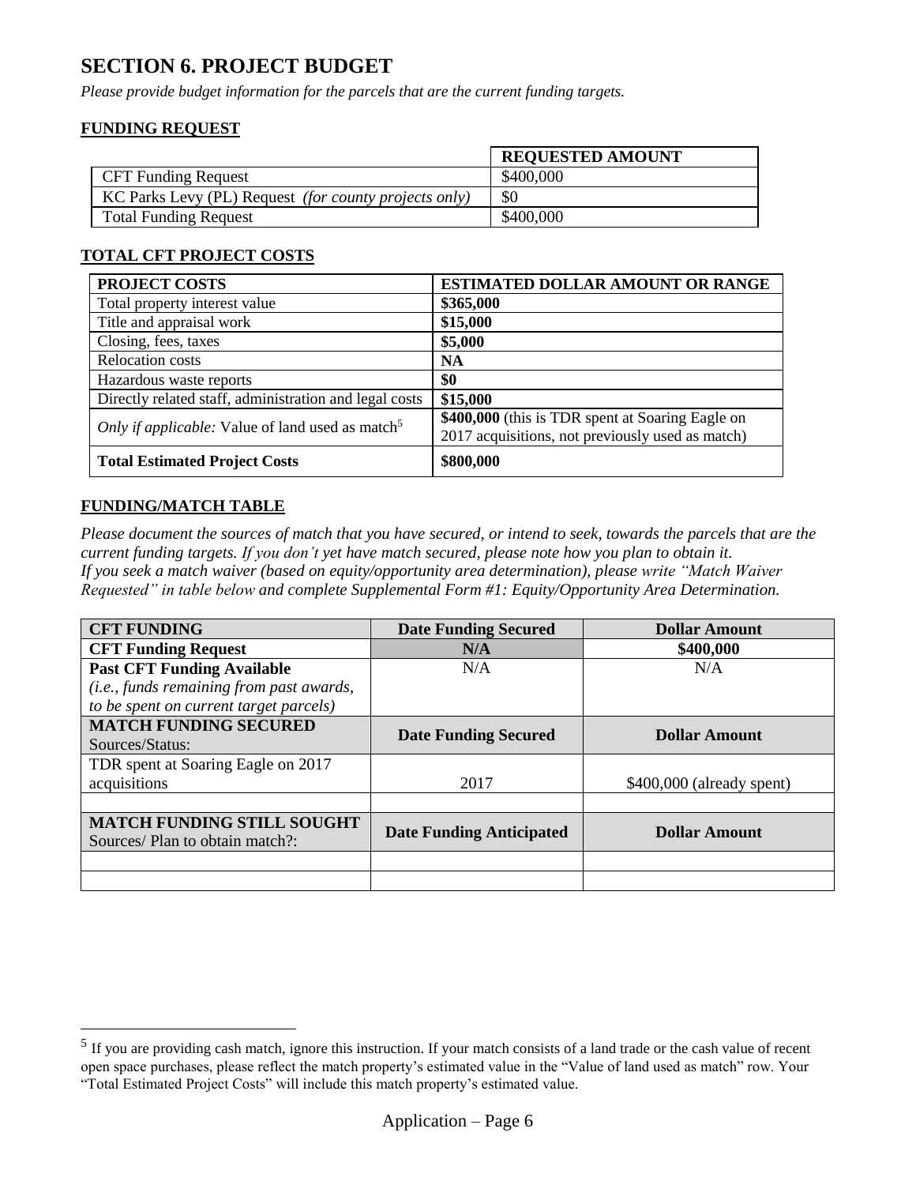## SECTION 6. PROJECT BUDGET

*Please provide budget information for the parcels that are the current funding targets.*

### FUNDING REQUEST

| | REQUESTED AMOUNT |
|---|---|
| CFT Funding Request | $400,000 |
| KC Parks Levy (PL) Request *(for county projects only)* | $0 |
| Total Funding Request | $400,000 |

### TOTAL CFT PROJECT COSTS

| PROJECT COSTS | ESTIMATED DOLLAR AMOUNT OR RANGE |
|---|---|
| Total property interest value | **$365,000** |
| Title and appraisal work | **$15,000** |
| Closing, fees, taxes | **$5,000** |
| Relocation costs | **NA** |
| Hazardous waste reports | **$0** |
| Directly related staff, administration and legal costs | **$15,000** |
| *Only if applicable:* Value of land used as match[5] | **$400,000** (this is TDR spent at Soaring Eagle on 2017 acquisitions, not previously used as match) |
| **Total Estimated Project Costs** | **$800,000** |

### FUNDING/MATCH TABLE

*Please document the sources of match that you have secured, or intend to seek, towards the parcels that are the current funding targets. If you don't yet have match secured, please note how you plan to obtain it. If you seek a match waiver (based on equity/opportunity area determination), please write "Match Waiver Requested" in table below and complete Supplemental Form #1: Equity/Opportunity Area Determination.*

| **CFT FUNDING** | **Date Funding Secured** | **Dollar Amount** |
|---|---|---|
| **CFT Funding Request** | **N/A** | **$400,000** |
| **Past CFT Funding Available** *(i.e., funds remaining from past awards, to be spent on current target parcels)* | N/A | N/A |
| **MATCH FUNDING SECURED** Sources/Status: | **Date Funding Secured** | **Dollar Amount** |
| TDR spent at Soaring Eagle on 2017 acquisitions | 2017 | $400,000 (already spent) |
| | | |
| **MATCH FUNDING STILL SOUGHT** Sources/ Plan to obtain match?: | **Date Funding Anticipated** | **Dollar Amount** |
| | | |
| | | |

[5] If you are providing cash match, ignore this instruction. If your match consists of a land trade or the cash value of recent open space purchases, please reflect the match property's estimated value in the "Value of land used as match" row. Your "Total Estimated Project Costs" will include this match property's estimated value.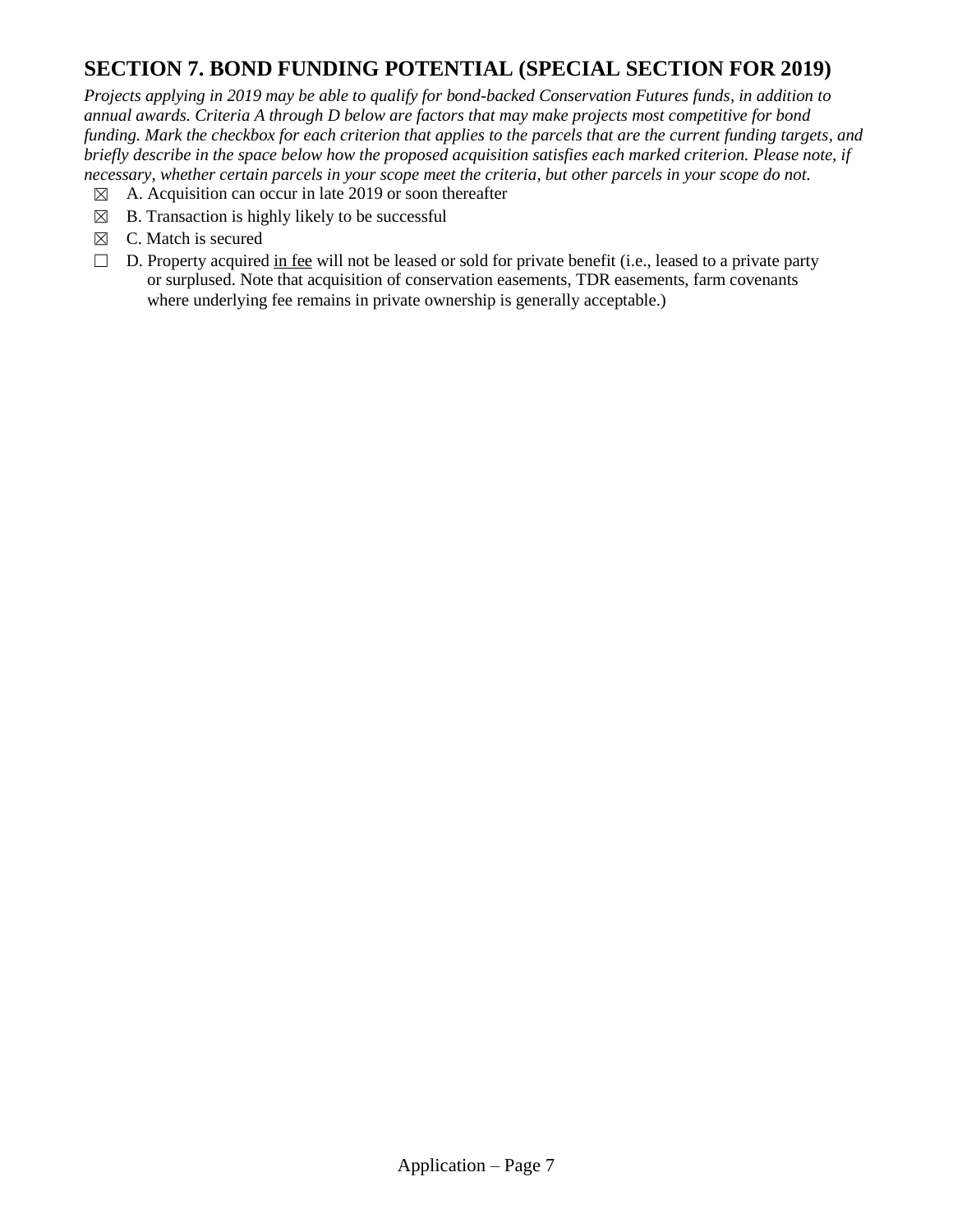## SECTION 7. BOND FUNDING POTENTIAL (SPECIAL SECTION FOR 2019)

*Projects applying in 2019 may be able to qualify for bond-backed Conservation Futures funds, in addition to annual awards. Criteria A through D below are factors that may make projects most competitive for bond funding. Mark the checkbox for each criterion that applies to the parcels that are the current funding targets, and briefly describe in the space below how the proposed acquisition satisfies each marked criterion. Please note, if necessary, whether certain parcels in your scope meet the criteria, but other parcels in your scope do not.*

☒ A. Acquisition can occur in late 2019 or soon thereafter

☒ B. Transaction is highly likely to be successful

☒ C. Match is secured

☐ D. Property acquired <u>in fee</u> will not be leased or sold for private benefit (i.e., leased to a private party or surplused. Note that acquisition of conservation easements, TDR easements, farm covenants where underlying fee remains in private ownership is generally acceptable.)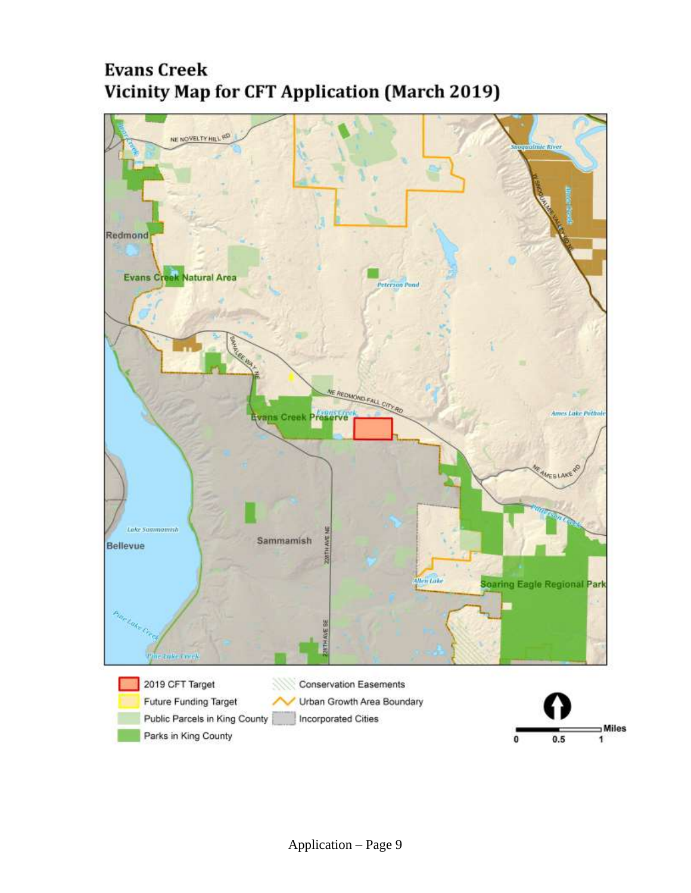# Evans Creek
# Vicinity Map for CFT Application (March 2019)

NE NOVELTY HILL RD

Redmond

Evans Creek Natural Area

Peterson Pond

Snoqualmie River

SAHALEE WAY NE

NE REDMOND-FALL CITY RD

Evans Creek Preserve

Evans Creek

Ames Lake Pothole

NE AMES LAKE RD

Lake Sammamish

Bellevue

Sammamish

228TH AVE NE

228TH AVE SE

Allen Lake

Soaring Eagle Regional Park

Pine Lake Creek

- 2019 CFT Target
- Future Funding Target
- Public Parcels in King County
- Parks in King County
- Conservation Easements
- Urban Growth Area Boundary
- Incorporated Cities

Miles: 0, 0.5, 1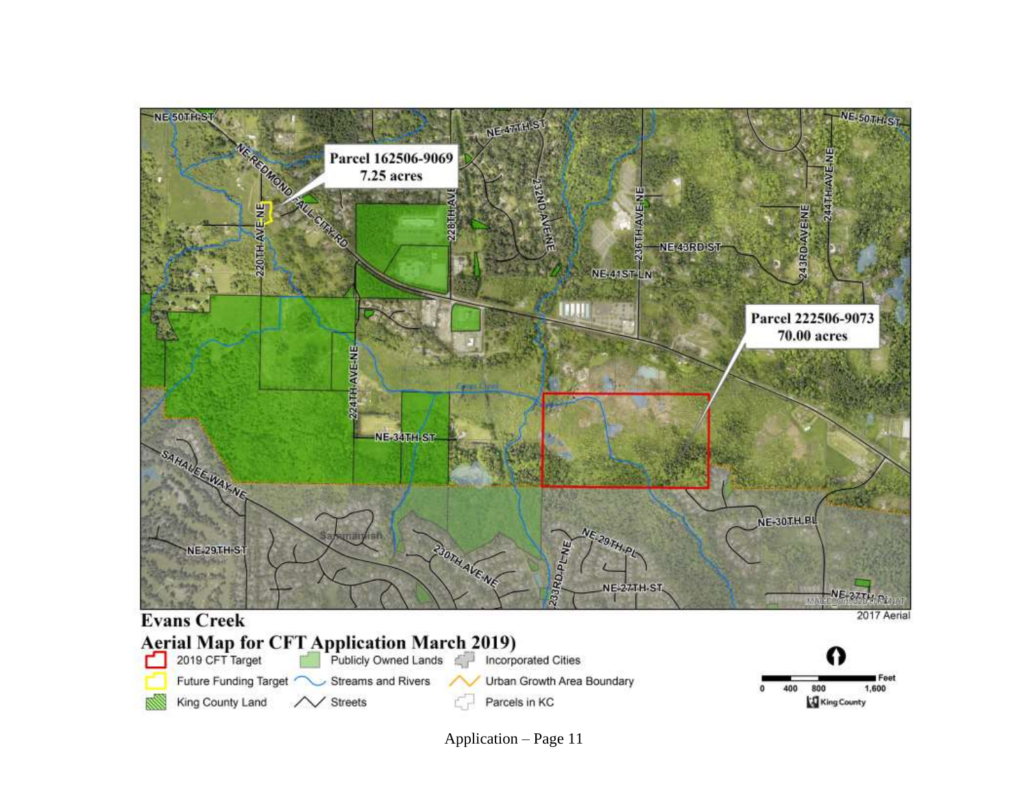Parcel 162506-9069
7.25 acres

Parcel 222506-9073
70.00 acres

NE 50TH ST
NE REDMOND FALL CITY RD
220TH AVE NE
228TH AVE
NE 47TH ST
232ND AVE NE
236TH AVE NE
NE 43RD ST
NE 41ST LN
243RD AVE NE
244TH AVE NE
224TH AVE NE
NE 34TH ST
SAHALEE WAY NE
Sammamish
NE 29TH ST
230TH AVE NE
233RD PL NE
NE 29TH PL
NE 27TH ST
NE 30TH PL
NE 27TH PL

2017 Aerial

**Evans Creek**

**Aerial Map for CFT Application March 2019)**

2019 CFT Target
Future Funding Target
King County Land
Publicly Owned Lands
Streams and Rivers
Streets
Incorporated Cities
Urban Growth Area Boundary
Parcels in KC

Feet
0 400 800 1,600
King County

Application – Page 11